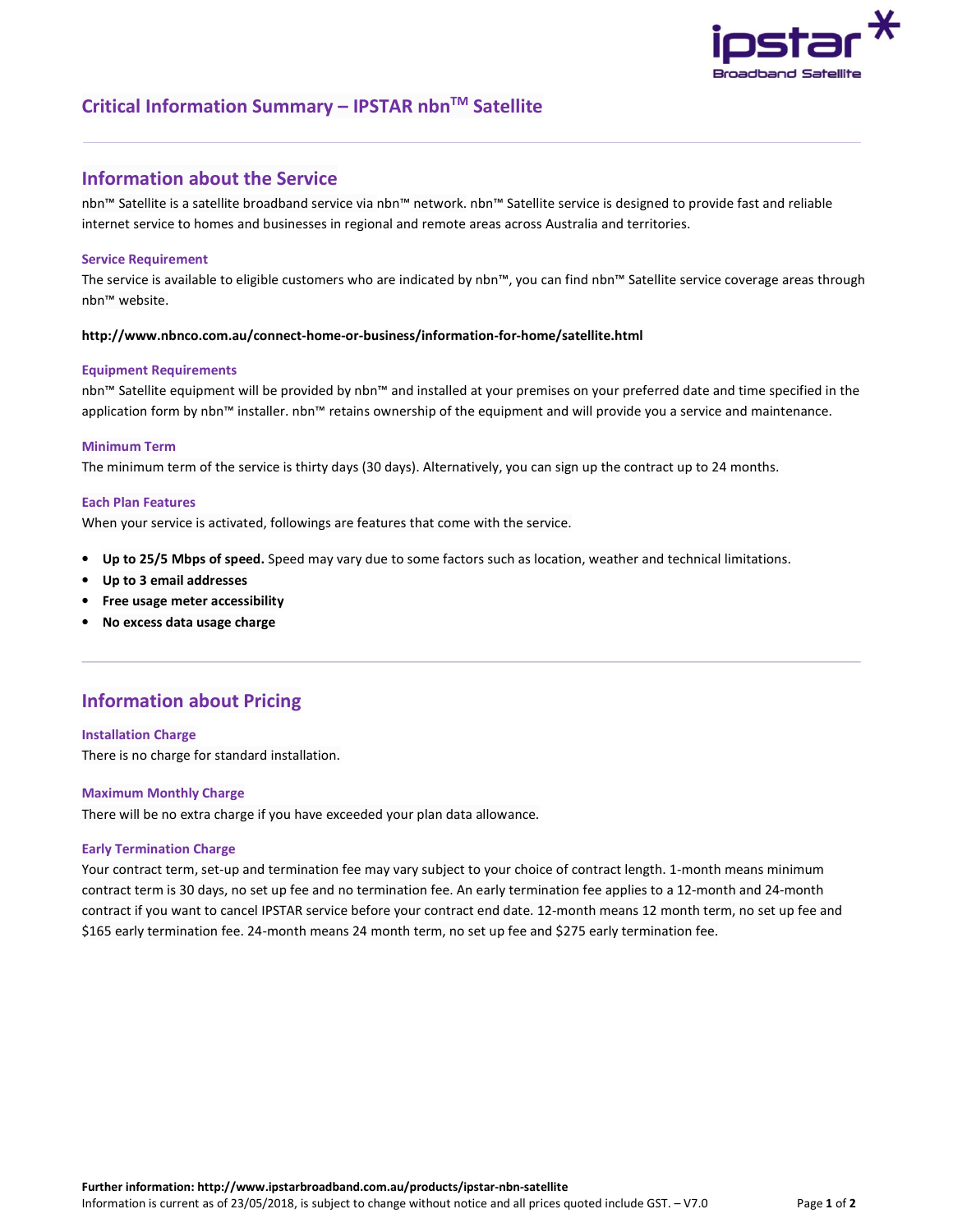# Critical Information Summary – IPSTAR nbn™ Satellite

## Information about the Service

nbn™ Satellite is a satellite broadband service via nbn™ network. nbn™ Satellite service is designed to provide fast and reliable internet service to homes and businesses in regional and remote areas across Australia and territories.

### Service Requirement

The service is available to eligible customers who are indicated by nbn™, you can find nbn™ Satellite service coverage areas through nbn™ website.

**http://www.nbnco.com.au/connect-home-or-business/information-for-home/satellite.html**

### Equipment Requirements

nbn™ Satellite equipment will be provided by nbn™ and installed at your premises on your preferred date and time specified in the application form by nbn™ installer. nbn™ retains ownership of the equipment and will provide you a service and maintenance.

### Minimum Term

The minimum term of the service is thirty days (30 days). Alternatively, you can sign up the contract up to 24 months.

### Each Plan Features

When your service is activated, followings are features that come with the service.

- **Up to 25/5 Mbps of speed.** Speed may vary due to some factors such as location, weather and technical limitations.
- **Up to 3 email addresses**
- **Free usage meter accessibility**
- **No excess data usage charge**

## Information about Pricing

### Installation Charge

There is no charge for standard installation.

### Maximum Monthly Charge

There will be no extra charge if you have exceeded your plan data allowance.

### Early Termination Charge

Your contract term, set-up and termination fee may vary subject to your choice of contract length. 1-month means minimum contract term is 30 days, no set up fee and no termination fee. An early termination fee applies to a 12-month and 24-month contract if you want to cancel IPSTAR service before your contract end date. 12-month means 12 month term, no set up fee and $165 early termination fee. 24-month means 24 month term, no set up fee and $275 early termination fee.

**Further information: http://www.ipstarbroadband.com.au/products/ipstar-nbn-satellite**

Information is current as of 23/05/2018, is subject to change without notice and all prices quoted include GST. – V7.0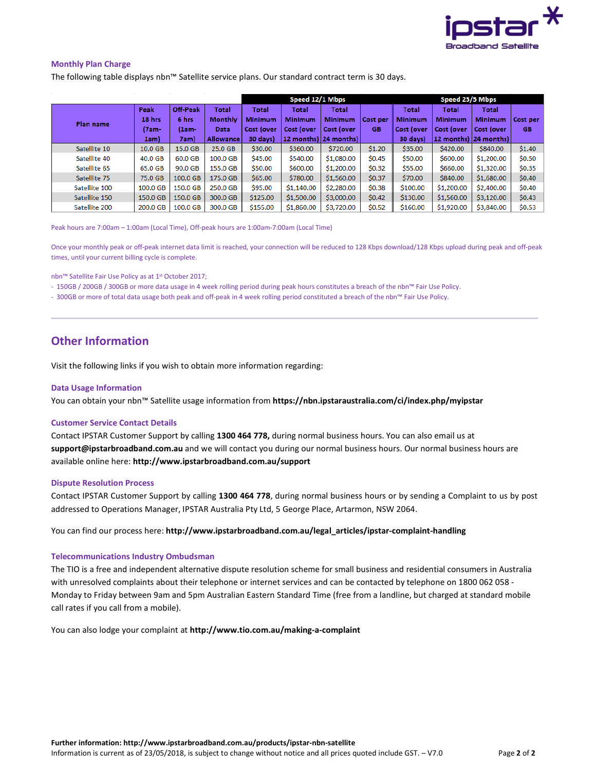### Monthly Plan Charge

The following table displays nbn™ Satellite service plans. Our standard contract term is 30 days.

| | | | | Speed 12/1 Mbps | | | | Speed 25/5 Mbps | | | |
|---|---|---|---|---|---|---|---|---|---|---|---|
| Plan name | Peak 18 hrs (7am-1am) | Off-Peak 6 hrs (1am-7am) | Total Monthly Data Allowance | Total Minimum Cost (over 30 days) | Total Minimum Cost (over 12 months) | Total Minimum Cost (over 24 months) | Cost per GB | Total Minimum Cost (over 30 days) | Total Minimum Cost (over 12 months) | Total Minimum Cost (over 24 months) | Cost per GB |
| Satellite 10 | 10.0 GB | 15.0 GB | 25.0 GB | $30.00 | $360.00 | $720.00 | $1.20 | $35.00 | $420.00 | $840.00 | $1.40 |
| Satellite 40 | 40.0 GB | 60.0 GB | 100.0 GB | $45.00 | $540.00 | $1,080.00 | $0.45 | $50.00 | $600.00 | $1,200.00 | $0.50 |
| Satellite 65 | 65.0 GB | 90.0 GB | 155.0 GB | $50.00 | $600.00 | $1,200.00 | $0.32 | $55.00 | $660.00 | $1,320.00 | $0.35 |
| Satellite 75 | 75.0 GB | 100.0 GB | 175.0 GB | $65.00 | $780.00 | $1,560.00 | $0.37 | $70.00 | $840.00 | $1,680.00 | $0.40 |
| Satellite 100 | 100.0 GB | 150.0 GB | 250.0 GB | $95.00 | $1,140.00 | $2,280.00 | $0.38 | $100.00 | $1,200.00 | $2,400.00 | $0.40 |
| Satellite 150 | 150.0 GB | 150.0 GB | 300.0 GB | $125.00 | $1,500.00 | $3,000.00 | $0.42 | $130.00 | $1,560.00 | $3,120.00 | $0.43 |
| Satellite 200 | 200.0 GB | 100.0 GB | 300.0 GB | $155.00 | $1,860.00 | $3,720.00 | $0.52 | $160.00 | $1,920.00 | $3,840.00 | $0.53 |

Peak hours are 7:00am – 1:00am (Local Time), Off-peak hours are 1:00am-7:00am (Local Time)

Once your monthly peak or off-peak internet data limit is reached, your connection will be reduced to 128 Kbps download/128 Kbps upload during peak and off-peak times, until your current billing cycle is complete.

nbn™ Satellite Fair Use Policy as at 1st October 2017;

- 150GB / 200GB / 300GB or more data usage in 4 week rolling period during peak hours constitutes a breach of the nbn™ Fair Use Policy.
- 300GB or more of total data usage both peak and off-peak in 4 week rolling period constituted a breach of the nbn™ Fair Use Policy.

## Other Information

Visit the following links if you wish to obtain more information regarding:

### Data Usage Information

You can obtain your nbn™ Satellite usage information from **https://nbn.ipstaraustralia.com/ci/index.php/myipstar**

### Customer Service Contact Details

Contact IPSTAR Customer Support by calling **1300 464 778,** during normal business hours. You can also email us at **support@ipstarbroadband.com.au** and we will contact you during our normal business hours. Our normal business hours are available online here: **http://www.ipstarbroadband.com.au/support**

### Dispute Resolution Process

Contact IPSTAR Customer Support by calling **1300 464 778**, during normal business hours or by sending a Complaint to us by post addressed to Operations Manager, IPSTAR Australia Pty Ltd, 5 George Place, Artarmon, NSW 2064.

You can find our process here: **http://www.ipstarbroadband.com.au/legal_articles/ipstar-complaint-handling**

### Telecommunications Industry Ombudsman

The TIO is a free and independent alternative dispute resolution scheme for small business and residential consumers in Australia with unresolved complaints about their telephone or internet services and can be contacted by telephone on 1800 062 058 - Monday to Friday between 9am and 5pm Australian Eastern Standard Time (free from a landline, but charged at standard mobile call rates if you call from a mobile).

You can also lodge your complaint at **http://www.tio.com.au/making-a-complaint**

**Further information: http://www.ipstarbroadband.com.au/products/ipstar-nbn-satellite**

Information is current as of 23/05/2018, is subject to change without notice and all prices quoted include GST. – V7.0